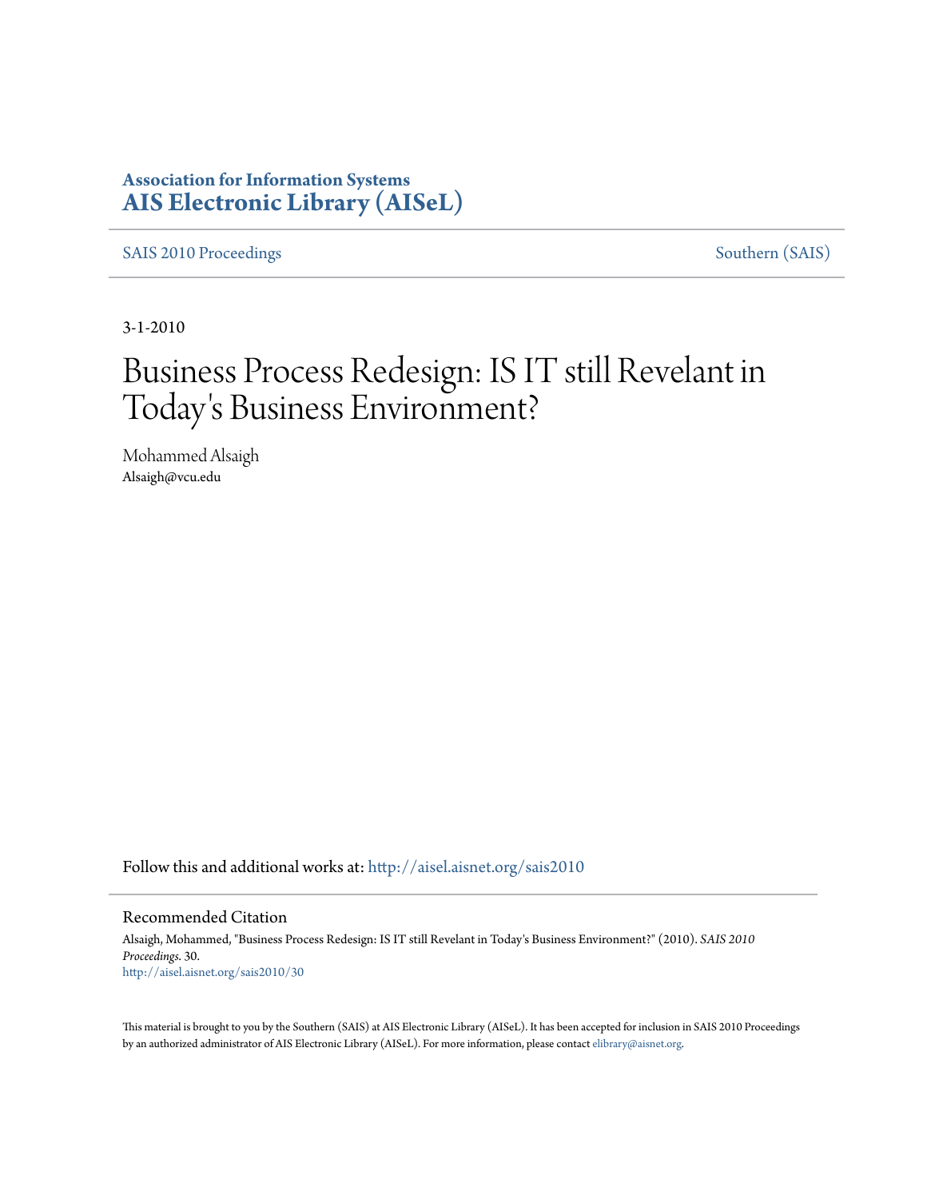**Association for Information Systems**
**AIS Electronic Library (AISeL)**

SAIS 2010 Proceedings | Southern (SAIS)

3-1-2010

# Business Process Redesign: IS IT still Revelant in Today's Business Environment?

Mohammed Alsaigh
Alsaigh@vcu.edu

Follow this and additional works at: http://aisel.aisnet.org/sais2010

## Recommended Citation

Alsaigh, Mohammed, "Business Process Redesign: IS IT still Revelant in Today's Business Environment?" (2010). *SAIS 2010 Proceedings*. 30.
http://aisel.aisnet.org/sais2010/30

This material is brought to you by the Southern (SAIS) at AIS Electronic Library (AISeL). It has been accepted for inclusion in SAIS 2010 Proceedings by an authorized administrator of AIS Electronic Library (AISeL). For more information, please contact elibrary@aisnet.org.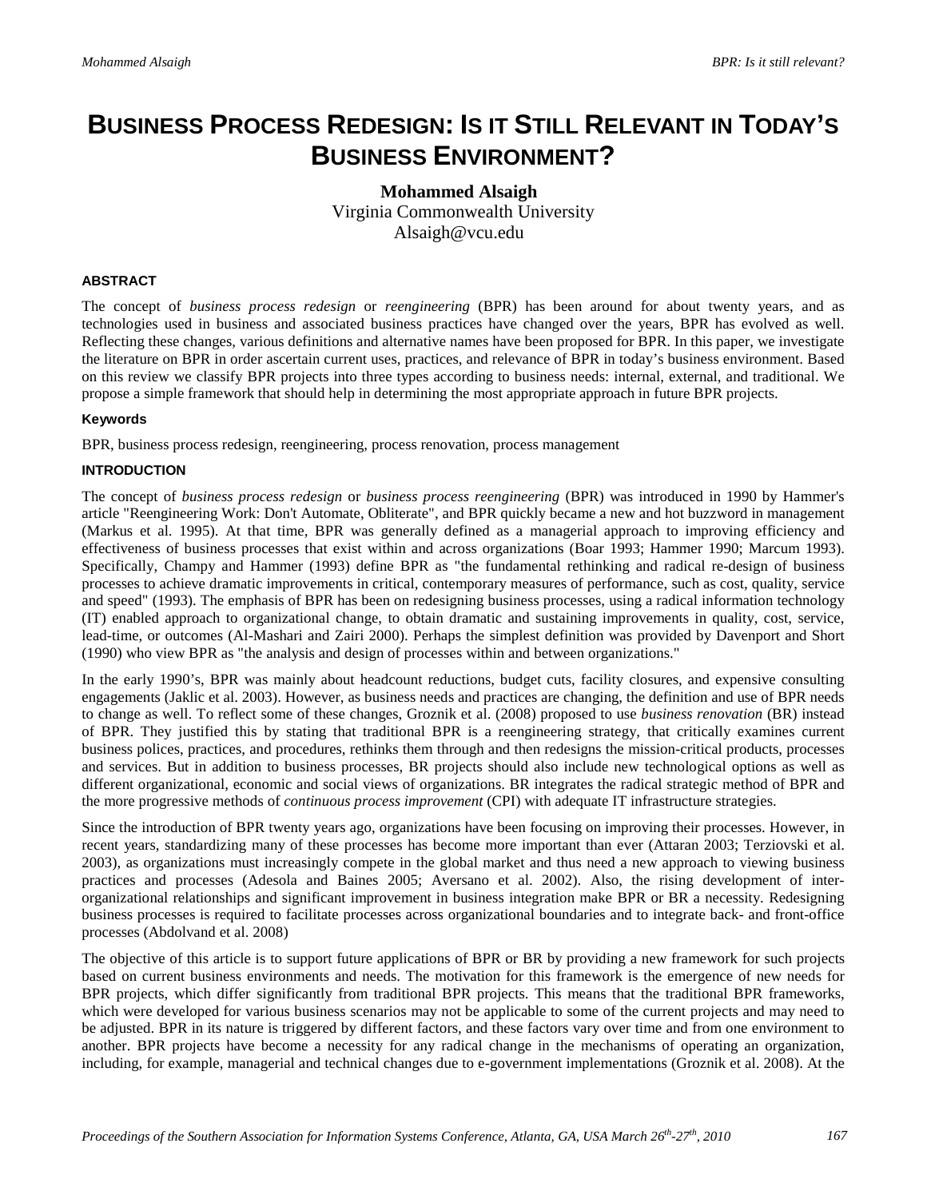# BUSINESS PROCESS REDESIGN: IS IT STILL RELEVANT IN TODAY'S BUSINESS ENVIRONMENT?

**Mohammed Alsaigh**
Virginia Commonwealth University
Alsaigh@vcu.edu

#### ABSTRACT

The concept of *business process redesign* or *reengineering* (BPR) has been around for about twenty years, and as technologies used in business and associated business practices have changed over the years, BPR has evolved as well. Reflecting these changes, various definitions and alternative names have been proposed for BPR. In this paper, we investigate the literature on BPR in order ascertain current uses, practices, and relevance of BPR in today's business environment. Based on this review we classify BPR projects into three types according to business needs: internal, external, and traditional. We propose a simple framework that should help in determining the most appropriate approach in future BPR projects.

#### Keywords

BPR, business process redesign, reengineering, process renovation, process management

#### INTRODUCTION

The concept of *business process redesign* or *business process reengineering* (BPR) was introduced in 1990 by Hammer's article "Reengineering Work: Don't Automate, Obliterate", and BPR quickly became a new and hot buzzword in management (Markus et al. 1995). At that time, BPR was generally defined as a managerial approach to improving efficiency and effectiveness of business processes that exist within and across organizations (Boar 1993; Hammer 1990; Marcum 1993). Specifically, Champy and Hammer (1993) define BPR as "the fundamental rethinking and radical re-design of business processes to achieve dramatic improvements in critical, contemporary measures of performance, such as cost, quality, service and speed" (1993). The emphasis of BPR has been on redesigning business processes, using a radical information technology (IT) enabled approach to organizational change, to obtain dramatic and sustaining improvements in quality, cost, service, lead-time, or outcomes (Al-Mashari and Zairi 2000). Perhaps the simplest definition was provided by Davenport and Short (1990) who view BPR as "the analysis and design of processes within and between organizations."

In the early 1990's, BPR was mainly about headcount reductions, budget cuts, facility closures, and expensive consulting engagements (Jaklic et al. 2003). However, as business needs and practices are changing, the definition and use of BPR needs to change as well. To reflect some of these changes, Groznik et al. (2008) proposed to use *business renovation* (BR) instead of BPR. They justified this by stating that traditional BPR is a reengineering strategy, that critically examines current business polices, practices, and procedures, rethinks them through and then redesigns the mission-critical products, processes and services. But in addition to business processes, BR projects should also include new technological options as well as different organizational, economic and social views of organizations. BR integrates the radical strategic method of BPR and the more progressive methods of *continuous process improvement* (CPI) with adequate IT infrastructure strategies.

Since the introduction of BPR twenty years ago, organizations have been focusing on improving their processes. However, in recent years, standardizing many of these processes has become more important than ever (Attaran 2003; Terziovski et al. 2003), as organizations must increasingly compete in the global market and thus need a new approach to viewing business practices and processes (Adesola and Baines 2005; Aversano et al. 2002). Also, the rising development of inter-organizational relationships and significant improvement in business integration make BPR or BR a necessity. Redesigning business processes is required to facilitate processes across organizational boundaries and to integrate back- and front-office processes (Abdolvand et al. 2008)

The objective of this article is to support future applications of BPR or BR by providing a new framework for such projects based on current business environments and needs. The motivation for this framework is the emergence of new needs for BPR projects, which differ significantly from traditional BPR projects. This means that the traditional BPR frameworks, which were developed for various business scenarios may not be applicable to some of the current projects and may need to be adjusted. BPR in its nature is triggered by different factors, and these factors vary over time and from one environment to another. BPR projects have become a necessity for any radical change in the mechanisms of operating an organization, including, for example, managerial and technical changes due to e-government implementations (Groznik et al. 2008). At the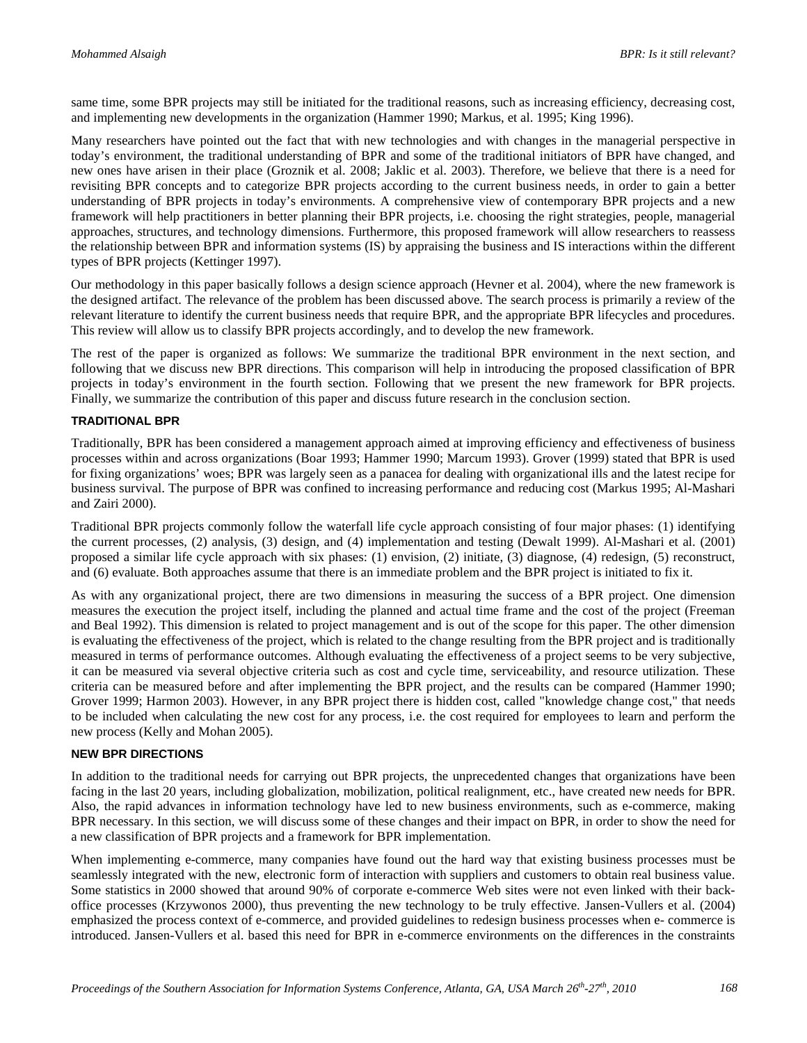same time, some BPR projects may still be initiated for the traditional reasons, such as increasing efficiency, decreasing cost, and implementing new developments in the organization (Hammer 1990; Markus, et al. 1995; King 1996).

Many researchers have pointed out the fact that with new technologies and with changes in the managerial perspective in today's environment, the traditional understanding of BPR and some of the traditional initiators of BPR have changed, and new ones have arisen in their place (Groznik et al. 2008; Jaklic et al. 2003). Therefore, we believe that there is a need for revisiting BPR concepts and to categorize BPR projects according to the current business needs, in order to gain a better understanding of BPR projects in today's environments. A comprehensive view of contemporary BPR projects and a new framework will help practitioners in better planning their BPR projects, i.e. choosing the right strategies, people, managerial approaches, structures, and technology dimensions. Furthermore, this proposed framework will allow researchers to reassess the relationship between BPR and information systems (IS) by appraising the business and IS interactions within the different types of BPR projects (Kettinger 1997).

Our methodology in this paper basically follows a design science approach (Hevner et al. 2004), where the new framework is the designed artifact. The relevance of the problem has been discussed above. The search process is primarily a review of the relevant literature to identify the current business needs that require BPR, and the appropriate BPR lifecycles and procedures. This review will allow us to classify BPR projects accordingly, and to develop the new framework.

The rest of the paper is organized as follows: We summarize the traditional BPR environment in the next section, and following that we discuss new BPR directions. This comparison will help in introducing the proposed classification of BPR projects in today's environment in the fourth section. Following that we present the new framework for BPR projects. Finally, we summarize the contribution of this paper and discuss future research in the conclusion section.

## TRADITIONAL BPR

Traditionally, BPR has been considered a management approach aimed at improving efficiency and effectiveness of business processes within and across organizations (Boar 1993; Hammer 1990; Marcum 1993). Grover (1999) stated that BPR is used for fixing organizations' woes; BPR was largely seen as a panacea for dealing with organizational ills and the latest recipe for business survival. The purpose of BPR was confined to increasing performance and reducing cost (Markus 1995; Al-Mashari and Zairi 2000).

Traditional BPR projects commonly follow the waterfall life cycle approach consisting of four major phases: (1) identifying the current processes, (2) analysis, (3) design, and (4) implementation and testing (Dewalt 1999). Al-Mashari et al. (2001) proposed a similar life cycle approach with six phases: (1) envision, (2) initiate, (3) diagnose, (4) redesign, (5) reconstruct, and (6) evaluate. Both approaches assume that there is an immediate problem and the BPR project is initiated to fix it.

As with any organizational project, there are two dimensions in measuring the success of a BPR project. One dimension measures the execution the project itself, including the planned and actual time frame and the cost of the project (Freeman and Beal 1992). This dimension is related to project management and is out of the scope for this paper. The other dimension is evaluating the effectiveness of the project, which is related to the change resulting from the BPR project and is traditionally measured in terms of performance outcomes. Although evaluating the effectiveness of a project seems to be very subjective, it can be measured via several objective criteria such as cost and cycle time, serviceability, and resource utilization. These criteria can be measured before and after implementing the BPR project, and the results can be compared (Hammer 1990; Grover 1999; Harmon 2003). However, in any BPR project there is hidden cost, called "knowledge change cost," that needs to be included when calculating the new cost for any process, i.e. the cost required for employees to learn and perform the new process (Kelly and Mohan 2005).

## NEW BPR DIRECTIONS

In addition to the traditional needs for carrying out BPR projects, the unprecedented changes that organizations have been facing in the last 20 years, including globalization, mobilization, political realignment, etc., have created new needs for BPR. Also, the rapid advances in information technology have led to new business environments, such as e-commerce, making BPR necessary. In this section, we will discuss some of these changes and their impact on BPR, in order to show the need for a new classification of BPR projects and a framework for BPR implementation.

When implementing e-commerce, many companies have found out the hard way that existing business processes must be seamlessly integrated with the new, electronic form of interaction with suppliers and customers to obtain real business value. Some statistics in 2000 showed that around 90% of corporate e-commerce Web sites were not even linked with their back-office processes (Krzywonos 2000), thus preventing the new technology to be truly effective. Jansen-Vullers et al. (2004) emphasized the process context of e-commerce, and provided guidelines to redesign business processes when e- commerce is introduced. Jansen-Vullers et al. based this need for BPR in e-commerce environments on the differences in the constraints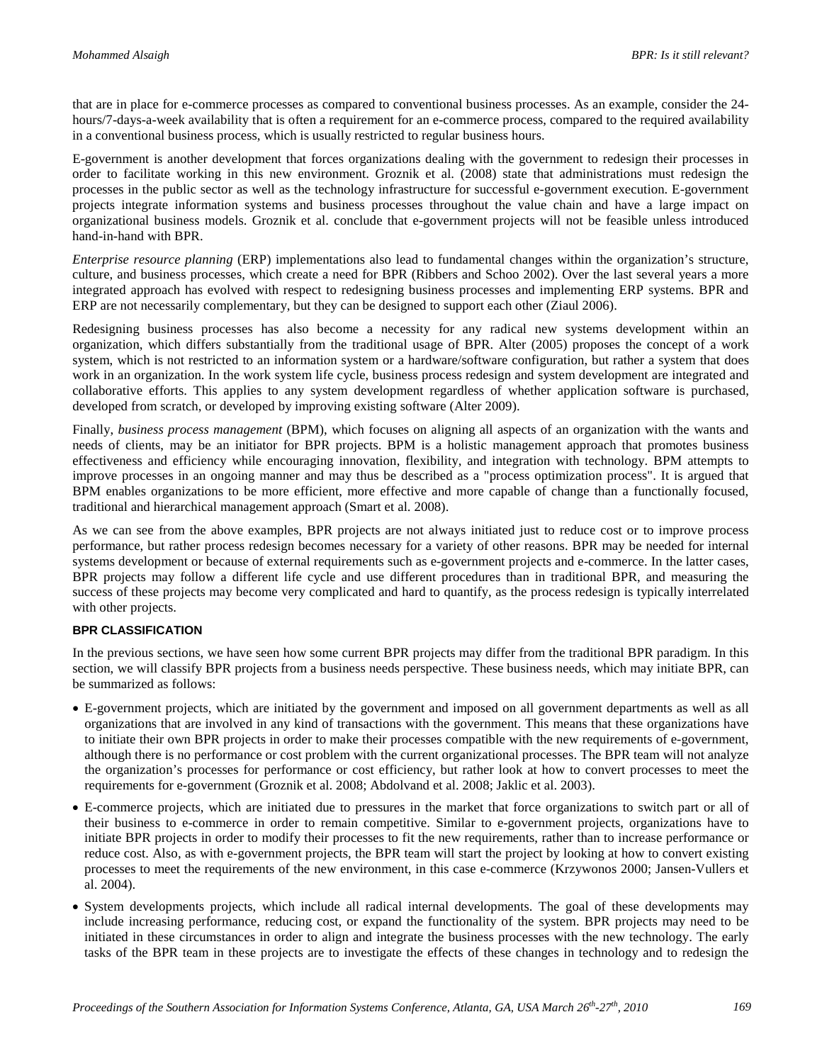that are in place for e-commerce processes as compared to conventional business processes. As an example, consider the 24-hours/7-days-a-week availability that is often a requirement for an e-commerce process, compared to the required availability in a conventional business process, which is usually restricted to regular business hours.

E-government is another development that forces organizations dealing with the government to redesign their processes in order to facilitate working in this new environment. Groznik et al. (2008) state that administrations must redesign the processes in the public sector as well as the technology infrastructure for successful e-government execution. E-government projects integrate information systems and business processes throughout the value chain and have a large impact on organizational business models. Groznik et al. conclude that e-government projects will not be feasible unless introduced hand-in-hand with BPR.

*Enterprise resource planning* (ERP) implementations also lead to fundamental changes within the organization's structure, culture, and business processes, which create a need for BPR (Ribbers and Schoo 2002). Over the last several years a more integrated approach has evolved with respect to redesigning business processes and implementing ERP systems. BPR and ERP are not necessarily complementary, but they can be designed to support each other (Ziaul 2006).

Redesigning business processes has also become a necessity for any radical new systems development within an organization, which differs substantially from the traditional usage of BPR. Alter (2005) proposes the concept of a work system, which is not restricted to an information system or a hardware/software configuration, but rather a system that does work in an organization. In the work system life cycle, business process redesign and system development are integrated and collaborative efforts. This applies to any system development regardless of whether application software is purchased, developed from scratch, or developed by improving existing software (Alter 2009).

Finally, *business process management* (BPM), which focuses on aligning all aspects of an organization with the wants and needs of clients, may be an initiator for BPR projects. BPM is a holistic management approach that promotes business effectiveness and efficiency while encouraging innovation, flexibility, and integration with technology. BPM attempts to improve processes in an ongoing manner and may thus be described as a "process optimization process". It is argued that BPM enables organizations to be more efficient, more effective and more capable of change than a functionally focused, traditional and hierarchical management approach (Smart et al. 2008).

As we can see from the above examples, BPR projects are not always initiated just to reduce cost or to improve process performance, but rather process redesign becomes necessary for a variety of other reasons. BPR may be needed for internal systems development or because of external requirements such as e-government projects and e-commerce. In the latter cases, BPR projects may follow a different life cycle and use different procedures than in traditional BPR, and measuring the success of these projects may become very complicated and hard to quantify, as the process redesign is typically interrelated with other projects.

## BPR CLASSIFICATION

In the previous sections, we have seen how some current BPR projects may differ from the traditional BPR paradigm. In this section, we will classify BPR projects from a business needs perspective. These business needs, which may initiate BPR, can be summarized as follows:

- E-government projects, which are initiated by the government and imposed on all government departments as well as all organizations that are involved in any kind of transactions with the government. This means that these organizations have to initiate their own BPR projects in order to make their processes compatible with the new requirements of e-government, although there is no performance or cost problem with the current organizational processes. The BPR team will not analyze the organization's processes for performance or cost efficiency, but rather look at how to convert processes to meet the requirements for e-government (Groznik et al. 2008; Abdolvand et al. 2008; Jaklic et al. 2003).
- E-commerce projects, which are initiated due to pressures in the market that force organizations to switch part or all of their business to e-commerce in order to remain competitive. Similar to e-government projects, organizations have to initiate BPR projects in order to modify their processes to fit the new requirements, rather than to increase performance or reduce cost. Also, as with e-government projects, the BPR team will start the project by looking at how to convert existing processes to meet the requirements of the new environment, in this case e-commerce (Krzywonos 2000; Jansen-Vullers et al. 2004).
- System developments projects, which include all radical internal developments. The goal of these developments may include increasing performance, reducing cost, or expand the functionality of the system. BPR projects may need to be initiated in these circumstances in order to align and integrate the business processes with the new technology. The early tasks of the BPR team in these projects are to investigate the effects of these changes in technology and to redesign the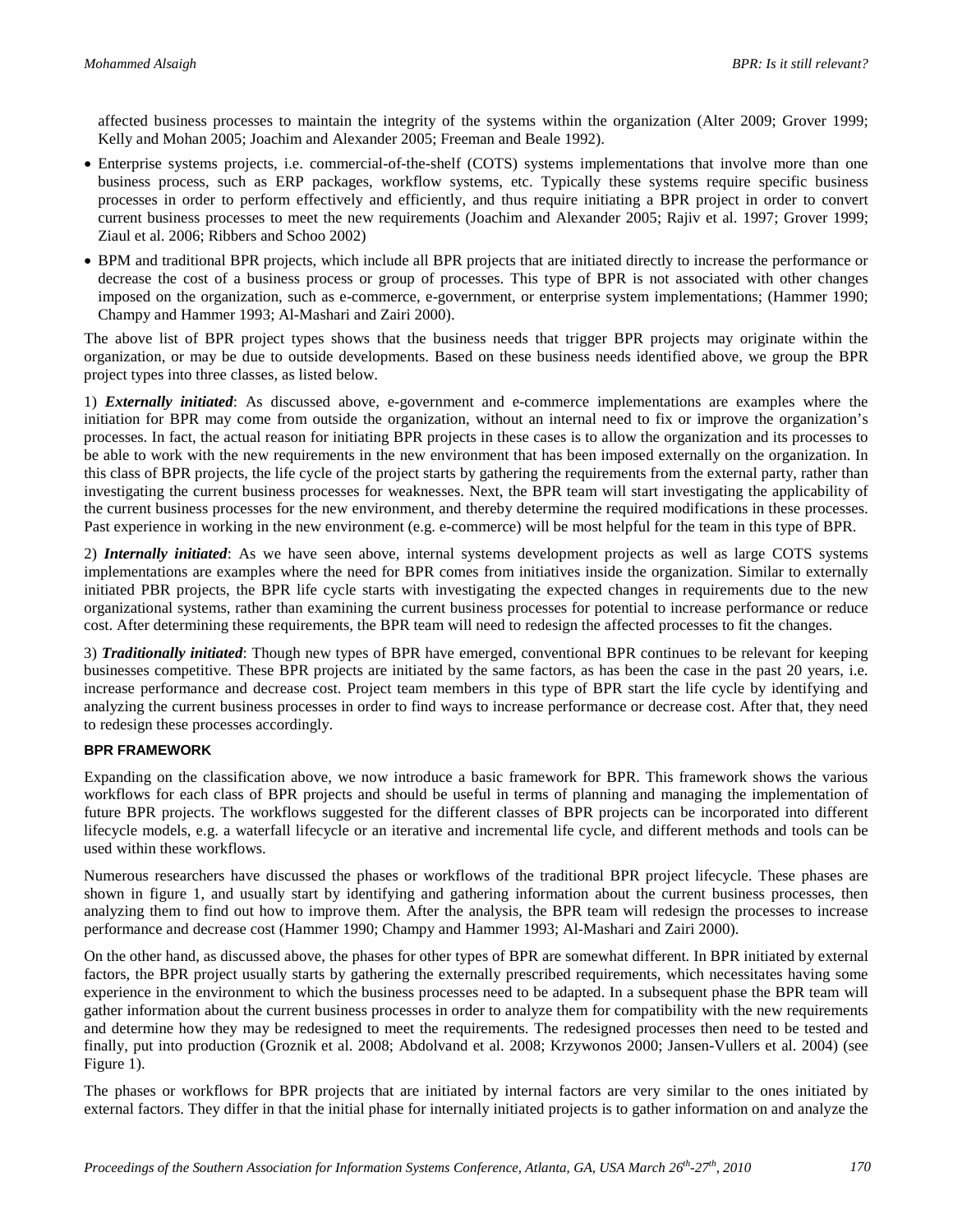affected business processes to maintain the integrity of the systems within the organization (Alter 2009; Grover 1999; Kelly and Mohan 2005; Joachim and Alexander 2005; Freeman and Beale 1992).

- Enterprise systems projects, i.e. commercial-of-the-shelf (COTS) systems implementations that involve more than one business process, such as ERP packages, workflow systems, etc. Typically these systems require specific business processes in order to perform effectively and efficiently, and thus require initiating a BPR project in order to convert current business processes to meet the new requirements (Joachim and Alexander 2005; Rajiv et al. 1997; Grover 1999; Ziaul et al. 2006; Ribbers and Schoo 2002)
- BPM and traditional BPR projects, which include all BPR projects that are initiated directly to increase the performance or decrease the cost of a business process or group of processes. This type of BPR is not associated with other changes imposed on the organization, such as e-commerce, e-government, or enterprise system implementations; (Hammer 1990; Champy and Hammer 1993; Al-Mashari and Zairi 2000).

The above list of BPR project types shows that the business needs that trigger BPR projects may originate within the organization, or may be due to outside developments. Based on these business needs identified above, we group the BPR project types into three classes, as listed below.

1) ***Externally initiated***: As discussed above, e-government and e-commerce implementations are examples where the initiation for BPR may come from outside the organization, without an internal need to fix or improve the organization's processes. In fact, the actual reason for initiating BPR projects in these cases is to allow the organization and its processes to be able to work with the new requirements in the new environment that has been imposed externally on the organization. In this class of BPR projects, the life cycle of the project starts by gathering the requirements from the external party, rather than investigating the current business processes for weaknesses. Next, the BPR team will start investigating the applicability of the current business processes for the new environment, and thereby determine the required modifications in these processes. Past experience in working in the new environment (e.g. e-commerce) will be most helpful for the team in this type of BPR.

2) ***Internally initiated***: As we have seen above, internal systems development projects as well as large COTS systems implementations are examples where the need for BPR comes from initiatives inside the organization. Similar to externally initiated PBR projects, the BPR life cycle starts with investigating the expected changes in requirements due to the new organizational systems, rather than examining the current business processes for potential to increase performance or reduce cost. After determining these requirements, the BPR team will need to redesign the affected processes to fit the changes.

3) ***Traditionally initiated***: Though new types of BPR have emerged, conventional BPR continues to be relevant for keeping businesses competitive. These BPR projects are initiated by the same factors, as has been the case in the past 20 years, i.e. increase performance and decrease cost. Project team members in this type of BPR start the life cycle by identifying and analyzing the current business processes in order to find ways to increase performance or decrease cost. After that, they need to redesign these processes accordingly.

## BPR FRAMEWORK

Expanding on the classification above, we now introduce a basic framework for BPR. This framework shows the various workflows for each class of BPR projects and should be useful in terms of planning and managing the implementation of future BPR projects. The workflows suggested for the different classes of BPR projects can be incorporated into different lifecycle models, e.g. a waterfall lifecycle or an iterative and incremental life cycle, and different methods and tools can be used within these workflows.

Numerous researchers have discussed the phases or workflows of the traditional BPR project lifecycle. These phases are shown in figure 1, and usually start by identifying and gathering information about the current business processes, then analyzing them to find out how to improve them. After the analysis, the BPR team will redesign the processes to increase performance and decrease cost (Hammer 1990; Champy and Hammer 1993; Al-Mashari and Zairi 2000).

On the other hand, as discussed above, the phases for other types of BPR are somewhat different. In BPR initiated by external factors, the BPR project usually starts by gathering the externally prescribed requirements, which necessitates having some experience in the environment to which the business processes need to be adapted. In a subsequent phase the BPR team will gather information about the current business processes in order to analyze them for compatibility with the new requirements and determine how they may be redesigned to meet the requirements. The redesigned processes then need to be tested and finally, put into production (Groznik et al. 2008; Abdolvand et al. 2008; Krzywonos 2000; Jansen-Vullers et al. 2004) (see Figure 1).

The phases or workflows for BPR projects that are initiated by internal factors are very similar to the ones initiated by external factors. They differ in that the initial phase for internally initiated projects is to gather information on and analyze the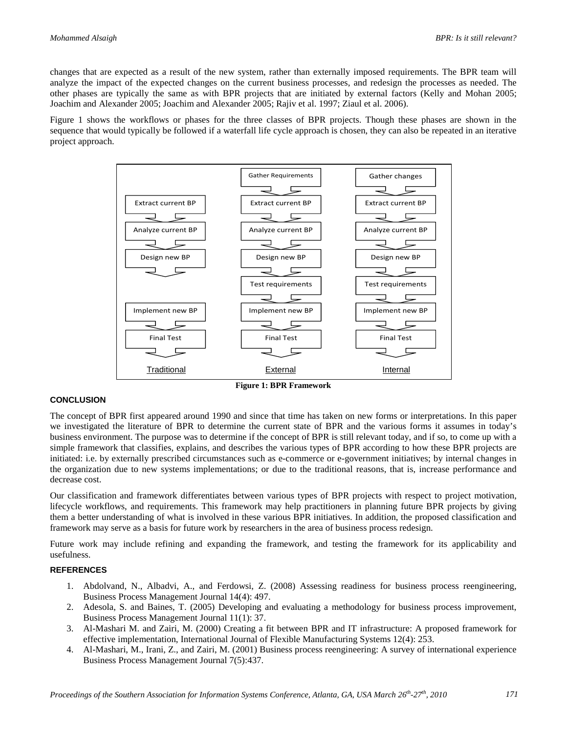changes that are expected as a result of the new system, rather than externally imposed requirements. The BPR team will analyze the impact of the expected changes on the current business processes, and redesign the processes as needed. The other phases are typically the same as with BPR projects that are initiated by external factors (Kelly and Mohan 2005; Joachim and Alexander 2005; Joachim and Alexander 2005; Rajiv et al. 1997; Ziaul et al. 2006).

Figure 1 shows the workflows or phases for the three classes of BPR projects. Though these phases are shown in the sequence that would typically be followed if a waterfall life cycle approach is chosen, they can also be repeated in an iterative project approach.

| Traditional | External | Internal |
|---|---|---|
| | Gather Requirements | Gather changes |
| Extract current BP | Extract current BP | Extract current BP |
| Analyze current BP | Analyze current BP | Analyze current BP |
| Design new BP | Design new BP | Design new BP |
| | Test requirements | Test requirements |
| Implement new BP | Implement new BP | Implement new BP |
| Final Test | Final Test | Final Test |

**Figure 1: BPR Framework**

## CONCLUSION

The concept of BPR first appeared around 1990 and since that time has taken on new forms or interpretations. In this paper we investigated the literature of BPR to determine the current state of BPR and the various forms it assumes in today's business environment. The purpose was to determine if the concept of BPR is still relevant today, and if so, to come up with a simple framework that classifies, explains, and describes the various types of BPR according to how these BPR projects are initiated: i.e. by externally prescribed circumstances such as e-commerce or e-government initiatives; by internal changes in the organization due to new systems implementations; or due to the traditional reasons, that is, increase performance and decrease cost.

Our classification and framework differentiates between various types of BPR projects with respect to project motivation, lifecycle workflows, and requirements. This framework may help practitioners in planning future BPR projects by giving them a better understanding of what is involved in these various BPR initiatives. In addition, the proposed classification and framework may serve as a basis for future work by researchers in the area of business process redesign.

Future work may include refining and expanding the framework, and testing the framework for its applicability and usefulness.

## REFERENCES

1. Abdolvand, N., Albadvi, A., and Ferdowsi, Z. (2008) Assessing readiness for business process reengineering, Business Process Management Journal 14(4): 497.
2. Adesola, S. and Baines, T. (2005) Developing and evaluating a methodology for business process improvement, Business Process Management Journal 11(1): 37.
3. Al-Mashari M. and Zairi, M. (2000) Creating a fit between BPR and IT infrastructure: A proposed framework for effective implementation, International Journal of Flexible Manufacturing Systems 12(4): 253.
4. Al-Mashari, M., Irani, Z., and Zairi, M. (2001) Business process reengineering: A survey of international experience Business Process Management Journal 7(5):437.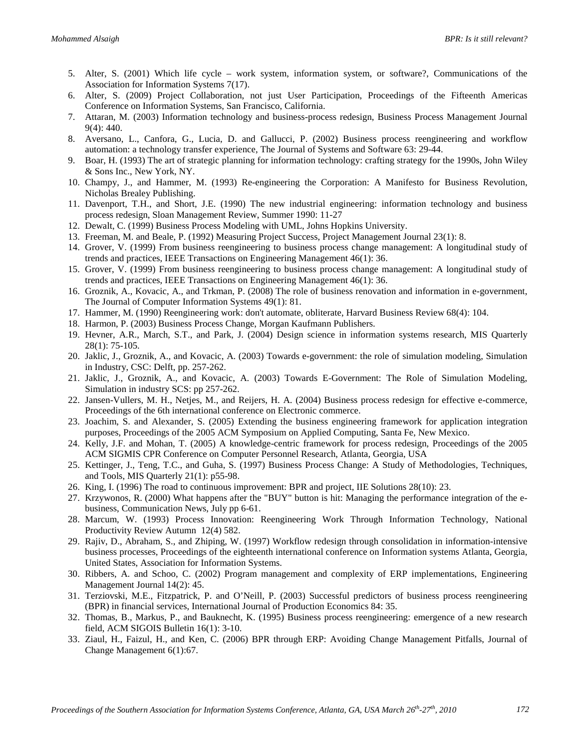5. Alter, S. (2001) Which life cycle – work system, information system, or software?, Communications of the Association for Information Systems 7(17).
6. Alter, S. (2009) Project Collaboration, not just User Participation, Proceedings of the Fifteenth Americas Conference on Information Systems, San Francisco, California.
7. Attaran, M. (2003) Information technology and business-process redesign, Business Process Management Journal 9(4): 440.
8. Aversano, L., Canfora, G., Lucia, D. and Gallucci, P. (2002) Business process reengineering and workflow automation: a technology transfer experience, The Journal of Systems and Software 63: 29-44.
9. Boar, H. (1993) The art of strategic planning for information technology: crafting strategy for the 1990s, John Wiley & Sons Inc., New York, NY.
10. Champy, J., and Hammer, M. (1993) Re-engineering the Corporation: A Manifesto for Business Revolution, Nicholas Brealey Publishing.
11. Davenport, T.H., and Short, J.E. (1990) The new industrial engineering: information technology and business process redesign, Sloan Management Review, Summer 1990: 11-27
12. Dewalt, C. (1999) Business Process Modeling with UML, Johns Hopkins University.
13. Freeman, M. and Beale, P. (1992) Measuring Project Success, Project Management Journal 23(1): 8.
14. Grover, V. (1999) From business reengineering to business process change management: A longitudinal study of trends and practices, IEEE Transactions on Engineering Management 46(1): 36.
15. Grover, V. (1999) From business reengineering to business process change management: A longitudinal study of trends and practices, IEEE Transactions on Engineering Management 46(1): 36.
16. Groznik, A., Kovacic, A., and Trkman, P. (2008) The role of business renovation and information in e-government, The Journal of Computer Information Systems 49(1): 81.
17. Hammer, M. (1990) Reengineering work: don't automate, obliterate, Harvard Business Review 68(4): 104.
18. Harmon, P. (2003) Business Process Change, Morgan Kaufmann Publishers.
19. Hevner, A.R., March, S.T., and Park, J. (2004) Design science in information systems research, MIS Quarterly 28(1): 75-105.
20. Jaklic, J., Groznik, A., and Kovacic, A. (2003) Towards e-government: the role of simulation modeling, Simulation in Industry, CSC: Delft, pp. 257-262.
21. Jaklic, J., Groznik, A., and Kovacic, A. (2003) Towards E-Government: The Role of Simulation Modeling, Simulation in industry SCS: pp 257-262.
22. Jansen-Vullers, M. H., Netjes, M., and Reijers, H. A. (2004) Business process redesign for effective e-commerce, Proceedings of the 6th international conference on Electronic commerce.
23. Joachim, S. and Alexander, S. (2005) Extending the business engineering framework for application integration purposes, Proceedings of the 2005 ACM Symposium on Applied Computing, Santa Fe, New Mexico.
24. Kelly, J.F. and Mohan, T. (2005) A knowledge-centric framework for process redesign, Proceedings of the 2005 ACM SIGMIS CPR Conference on Computer Personnel Research, Atlanta, Georgia, USA
25. Kettinger, J., Teng, T.C., and Guha, S. (1997) Business Process Change: A Study of Methodologies, Techniques, and Tools, MIS Quarterly 21(1): p55-98.
26. King, I. (1996) The road to continuous improvement: BPR and project, IIE Solutions 28(10): 23.
27. Krzywonos, R. (2000) What happens after the "BUY" button is hit: Managing the performance integration of the e-business, Communication News, July pp 6-61.
28. Marcum, W. (1993) Process Innovation: Reengineering Work Through Information Technology, National Productivity Review Autumn 12(4) 582.
29. Rajiv, D., Abraham, S., and Zhiping, W. (1997) Workflow redesign through consolidation in information-intensive business processes, Proceedings of the eighteenth international conference on Information systems Atlanta, Georgia, United States, Association for Information Systems.
30. Ribbers, A. and Schoo, C. (2002) Program management and complexity of ERP implementations, Engineering Management Journal 14(2): 45.
31. Terziovski, M.E., Fitzpatrick, P. and O'Neill, P. (2003) Successful predictors of business process reengineering (BPR) in financial services, International Journal of Production Economics 84: 35.
32. Thomas, B., Markus, P., and Bauknecht, K. (1995) Business process reengineering: emergence of a new research field, ACM SIGOIS Bulletin 16(1): 3-10.
33. Ziaul, H., Faizul, H., and Ken, C. (2006) BPR through ERP: Avoiding Change Management Pitfalls, Journal of Change Management 6(1):67.